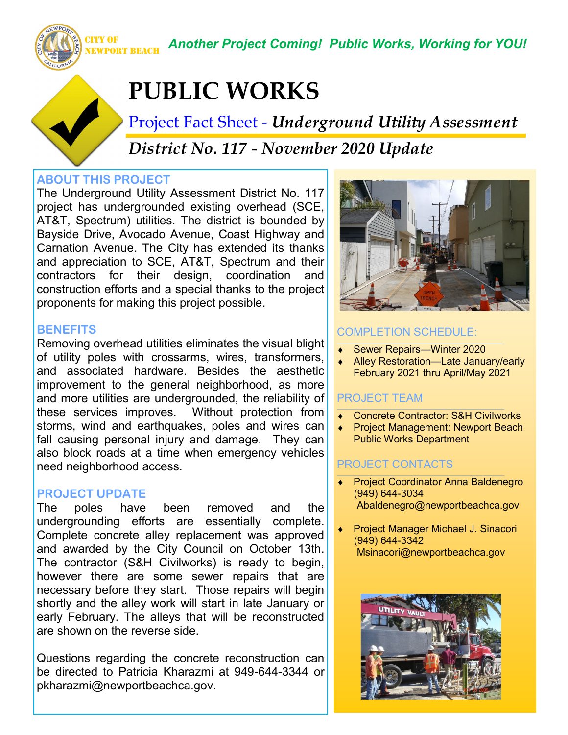CITY OF NEWPORT BEACH

*Another Project Coming! Public Works, Working for YOU!*

# PUBLIC WORKS

## Project Fact Sheet - *Underground Utility Assessment*

## *District No. 117 - November 2020 Update*

### ABOUT THIS PROJECT

The Underground Utility Assessment District No. 117 project has undergrounded existing overhead (SCE, AT&T, Spectrum) utilities. The district is bounded by Bayside Drive, Avocado Avenue, Coast Highway and Carnation Avenue. The City has extended its thanks and appreciation to SCE, AT&T, Spectrum and their contractors for their design, coordination and construction efforts and a special thanks to the project proponents for making this project possible.

### BENEFITS

Removing overhead utilities eliminates the visual blight of utility poles with crossarms, wires, transformers, and associated hardware. Besides the aesthetic improvement to the general neighborhood, as more and more utilities are undergrounded, the reliability of these services improves. Without protection from storms, wind and earthquakes, poles and wires can fall causing personal injury and damage. They can also block roads at a time when emergency vehicles need neighborhood access.

### PROJECT UPDATE

The poles have been removed and the undergrounding efforts are essentially complete. Complete concrete alley replacement was approved and awarded by the City Council on October 13th. The contractor (S&H Civilworks) is ready to begin, however there are some sewer repairs that are necessary before they start. Those repairs will begin shortly and the alley work will start in late January or early February. The alleys that will be reconstructed are shown on the reverse side.

Questions regarding the concrete reconstruction can be directed to Patricia Kharazmi at 949-644-3344 or pkharazmi@newportbeachca.gov.

### COMPLETION SCHEDULE:

- Sewer Repairs—Winter 2020
- Alley Restoration—Late January/early February 2021 thru April/May 2021

### PROJECT TEAM

- Concrete Contractor: S&H Civilworks
- Project Management: Newport Beach Public Works Department

### PROJECT CONTACTS

- Project Coordinator Anna Baldenegro
  (949) 644-3034
  Abaldenegro@newportbeachca.gov

- Project Manager Michael J. Sinacori
  (949) 644-3342
  Msinacori@newportbeachca.gov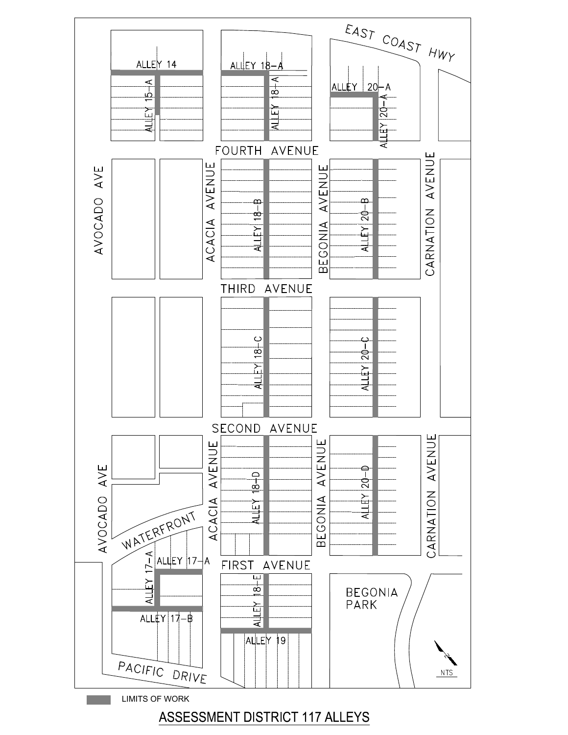EAST COAST HWY

ALLEY 14

ALLEY 15-A

ALLEY 18-A

ALLEY 18-A

ALLEY 20-A

ALLEY 20-A

FOURTH AVENUE

AVOCADO AVE

ACACIA AVENUE

ALLEY 18-B

BEGONIA AVENUE

ALLEY 20-B

CARNATION AVENUE

THIRD AVENUE

ALLEY 18-C

ALLEY 20-C

SECOND AVENUE

AVOCADO AVE

ACACIA AVENUE

ALLEY 18-D

BEGONIA AVENUE

ALLEY 20-D

CARNATION AVENUE

WATERFRONT

ALLEY 17-A

ALLEY 17-A

FIRST AVENUE

ALLEY 17-B

ALLEY 18-E

ALLEY 19

BEGONIA PARK

PACIFIC DRIVE

N

NTS

LIMITS OF WORK

ASSESSMENT DISTRICT 117 ALLEYS